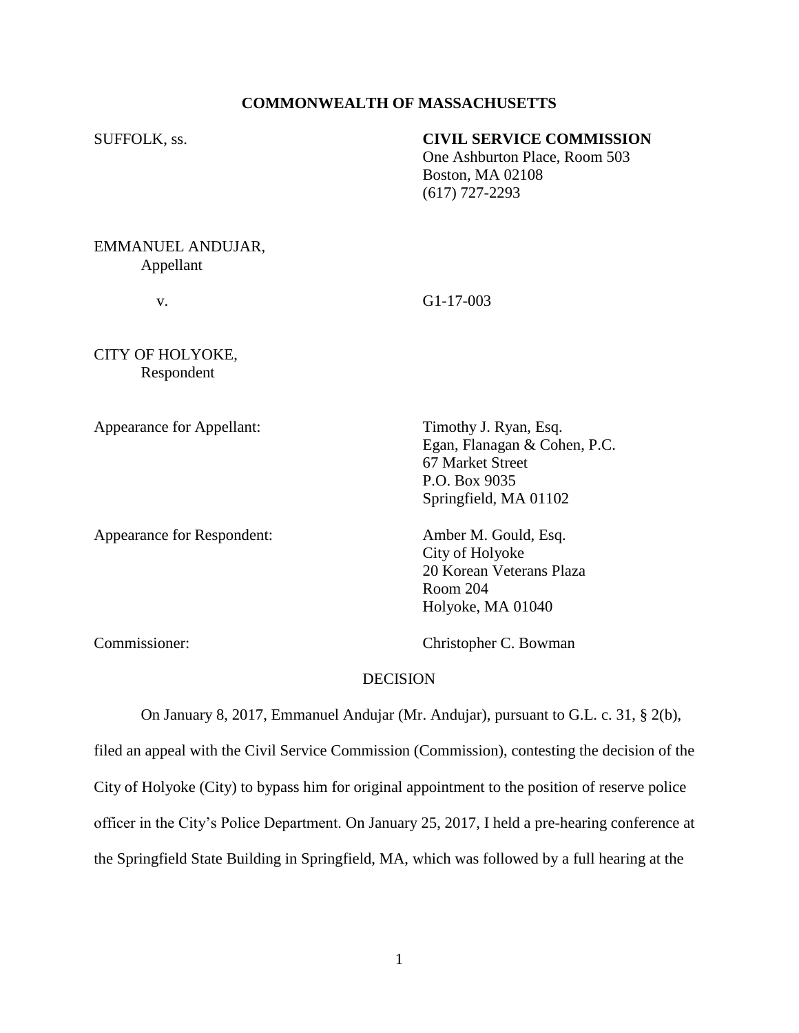**COMMONWEALTH OF MASSACHUSETTS**

SUFFOLK, ss.

**CIVIL SERVICE COMMISSION**
One Ashburton Place, Room 503
Boston, MA 02108
(617) 727-2293

EMMANUEL ANDUJAR,
Appellant

v. G1-17-003

CITY OF HOLYOKE,
Respondent

Appearance for Appellant: Timothy J. Ryan, Esq.
Egan, Flanagan & Cohen, P.C.
67 Market Street
P.O. Box 9035
Springfield, MA 01102

Appearance for Respondent: Amber M. Gould, Esq.
City of Holyoke
20 Korean Veterans Plaza
Room 204
Holyoke, MA 01040

Commissioner: Christopher C. Bowman

DECISION

On January 8, 2017, Emmanuel Andujar (Mr. Andujar), pursuant to G.L. c. 31, § 2(b), filed an appeal with the Civil Service Commission (Commission), contesting the decision of the City of Holyoke (City) to bypass him for original appointment to the position of reserve police officer in the City's Police Department. On January 25, 2017, I held a pre-hearing conference at the Springfield State Building in Springfield, MA, which was followed by a full hearing at the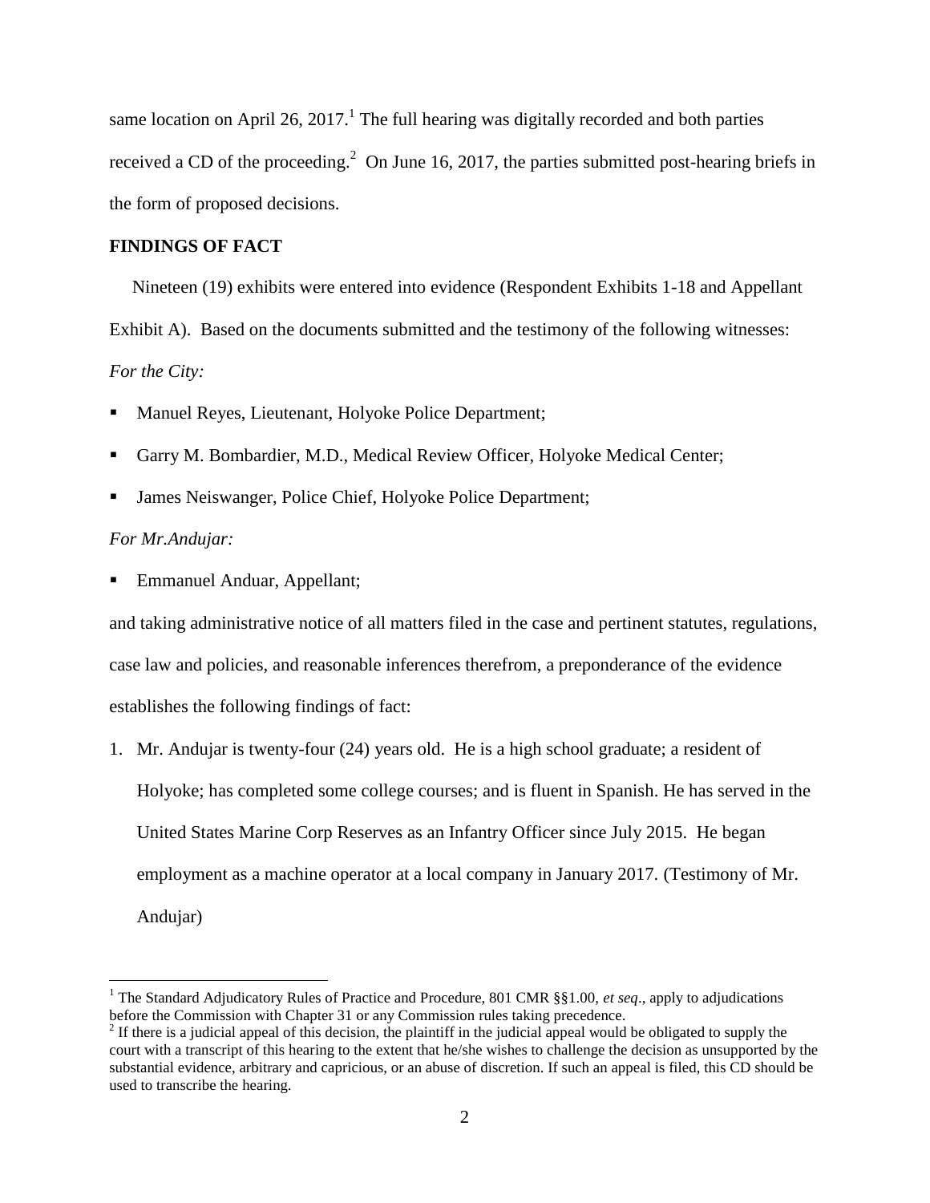same location on April 26, 2017.[1] The full hearing was digitally recorded and both parties received a CD of the proceeding.[2] On June 16, 2017, the parties submitted post-hearing briefs in the form of proposed decisions.

## FINDINGS OF FACT

Nineteen (19) exhibits were entered into evidence (Respondent Exhibits 1-18 and Appellant Exhibit A). Based on the documents submitted and the testimony of the following witnesses:

*For the City:*

- Manuel Reyes, Lieutenant, Holyoke Police Department;
- Garry M. Bombardier, M.D., Medical Review Officer, Holyoke Medical Center;
- James Neiswanger, Police Chief, Holyoke Police Department;

*For Mr.Andujar:*

- Emmanuel Anduar, Appellant;

and taking administrative notice of all matters filed in the case and pertinent statutes, regulations, case law and policies, and reasonable inferences therefrom, a preponderance of the evidence establishes the following findings of fact:

1. Mr. Andujar is twenty-four (24) years old. He is a high school graduate; a resident of Holyoke; has completed some college courses; and is fluent in Spanish. He has served in the United States Marine Corp Reserves as an Infantry Officer since July 2015. He began employment as a machine operator at a local company in January 2017. (Testimony of Mr. Andujar)

---

[1] The Standard Adjudicatory Rules of Practice and Procedure, 801 CMR §§1.00, *et seq*., apply to adjudications before the Commission with Chapter 31 or any Commission rules taking precedence.

[2] If there is a judicial appeal of this decision, the plaintiff in the judicial appeal would be obligated to supply the court with a transcript of this hearing to the extent that he/she wishes to challenge the decision as unsupported by the substantial evidence, arbitrary and capricious, or an abuse of discretion. If such an appeal is filed, this CD should be used to transcribe the hearing.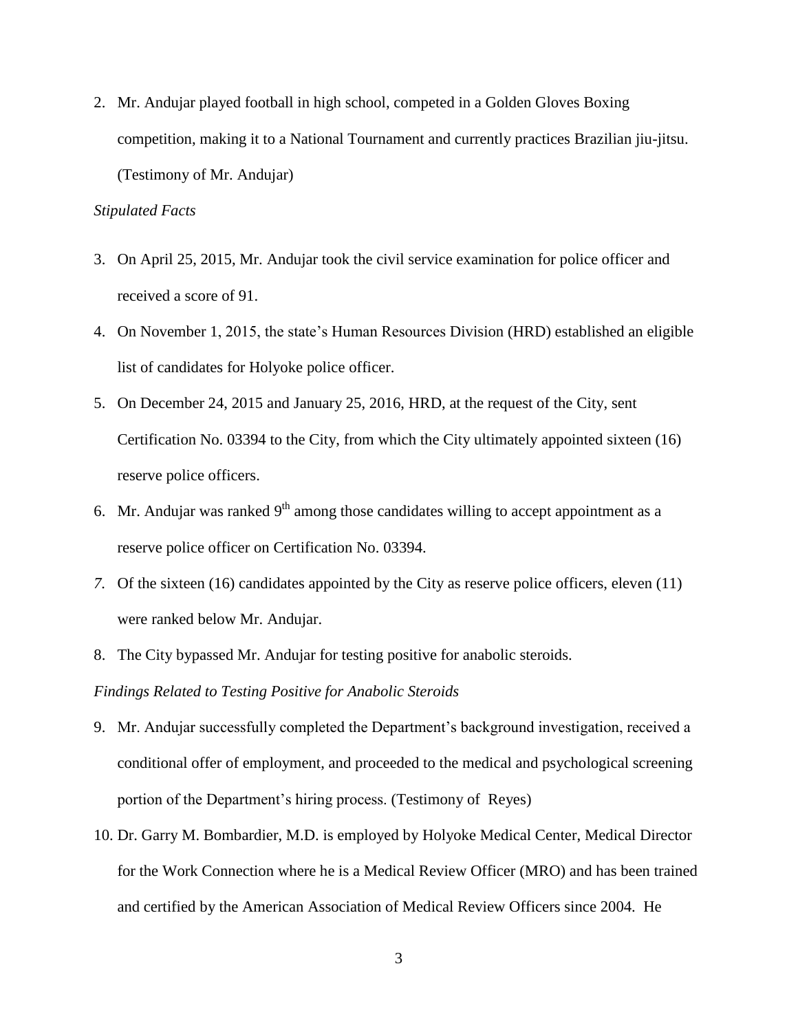2. Mr. Andujar played football in high school, competed in a Golden Gloves Boxing competition, making it to a National Tournament and currently practices Brazilian jiu-jitsu. (Testimony of Mr. Andujar)

*Stipulated Facts*

3. On April 25, 2015, Mr. Andujar took the civil service examination for police officer and received a score of 91.
4. On November 1, 2015, the state's Human Resources Division (HRD) established an eligible list of candidates for Holyoke police officer.
5. On December 24, 2015 and January 25, 2016, HRD, at the request of the City, sent Certification No. 03394 to the City, from which the City ultimately appointed sixteen (16) reserve police officers.
6. Mr. Andujar was ranked 9th among those candidates willing to accept appointment as a reserve police officer on Certification No. 03394.
7. Of the sixteen (16) candidates appointed by the City as reserve police officers, eleven (11) were ranked below Mr. Andujar.
8. The City bypassed Mr. Andujar for testing positive for anabolic steroids.

*Findings Related to Testing Positive for Anabolic Steroids*

9. Mr. Andujar successfully completed the Department's background investigation, received a conditional offer of employment, and proceeded to the medical and psychological screening portion of the Department's hiring process. (Testimony of Reyes)
10. Dr. Garry M. Bombardier, M.D. is employed by Holyoke Medical Center, Medical Director for the Work Connection where he is a Medical Review Officer (MRO) and has been trained and certified by the American Association of Medical Review Officers since 2004. He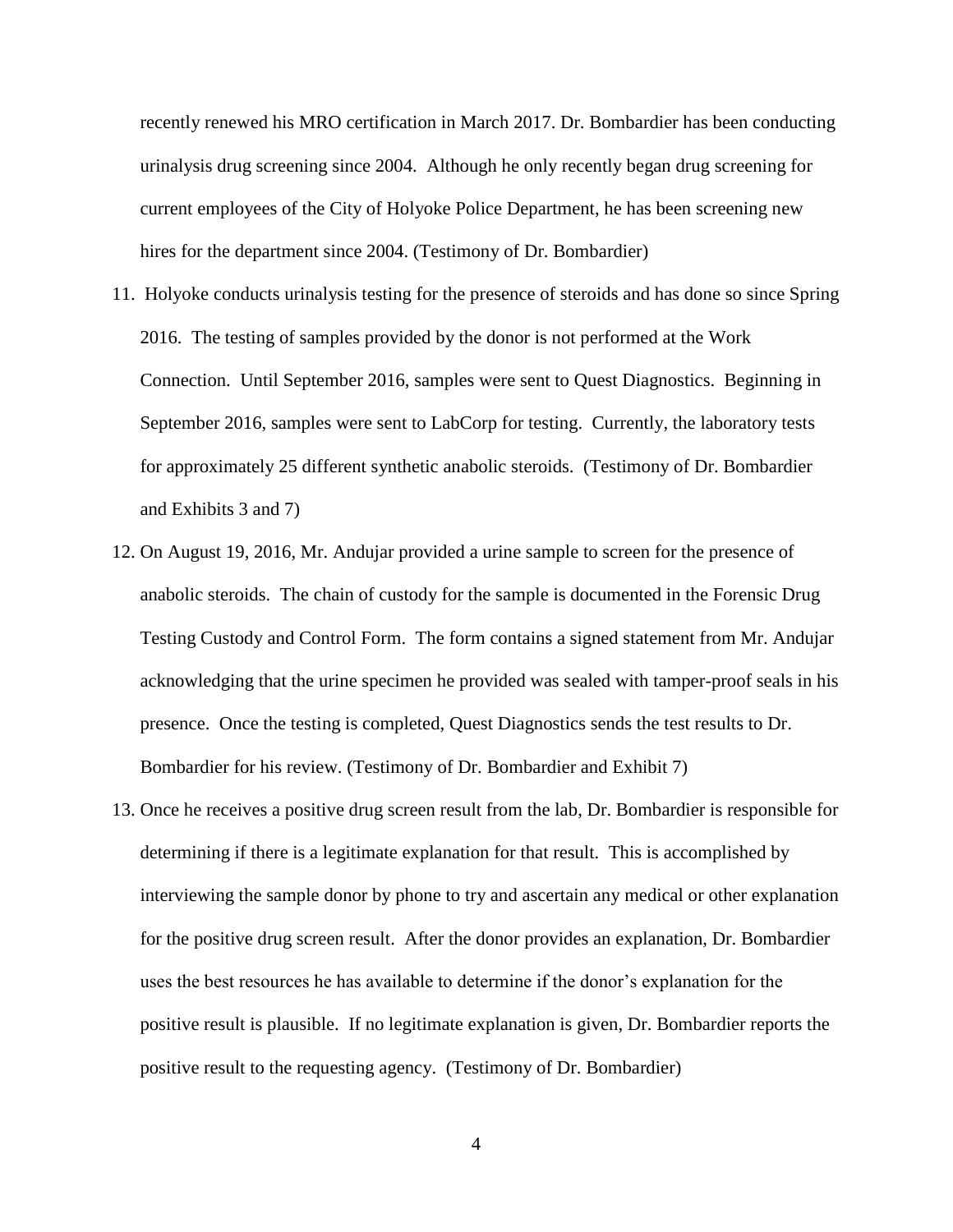recently renewed his MRO certification in March 2017. Dr. Bombardier has been conducting urinalysis drug screening since 2004. Although he only recently began drug screening for current employees of the City of Holyoke Police Department, he has been screening new hires for the department since 2004. (Testimony of Dr. Bombardier)

11. Holyoke conducts urinalysis testing for the presence of steroids and has done so since Spring 2016. The testing of samples provided by the donor is not performed at the Work Connection. Until September 2016, samples were sent to Quest Diagnostics. Beginning in September 2016, samples were sent to LabCorp for testing. Currently, the laboratory tests for approximately 25 different synthetic anabolic steroids. (Testimony of Dr. Bombardier and Exhibits 3 and 7)

12. On August 19, 2016, Mr. Andujar provided a urine sample to screen for the presence of anabolic steroids. The chain of custody for the sample is documented in the Forensic Drug Testing Custody and Control Form. The form contains a signed statement from Mr. Andujar acknowledging that the urine specimen he provided was sealed with tamper-proof seals in his presence. Once the testing is completed, Quest Diagnostics sends the test results to Dr. Bombardier for his review. (Testimony of Dr. Bombardier and Exhibit 7)

13. Once he receives a positive drug screen result from the lab, Dr. Bombardier is responsible for determining if there is a legitimate explanation for that result. This is accomplished by interviewing the sample donor by phone to try and ascertain any medical or other explanation for the positive drug screen result. After the donor provides an explanation, Dr. Bombardier uses the best resources he has available to determine if the donor's explanation for the positive result is plausible. If no legitimate explanation is given, Dr. Bombardier reports the positive result to the requesting agency. (Testimony of Dr. Bombardier)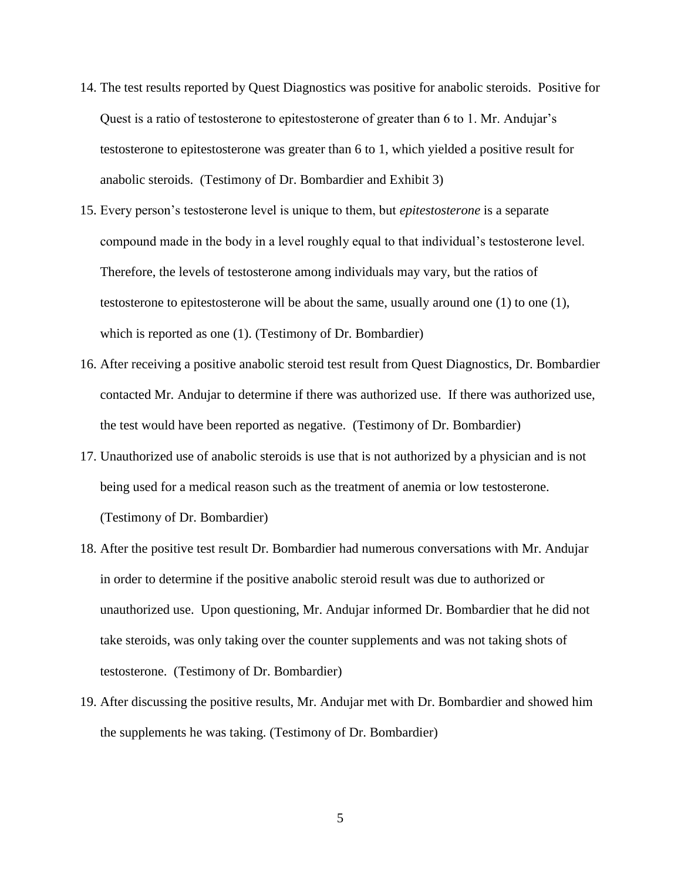14. The test results reported by Quest Diagnostics was positive for anabolic steroids. Positive for Quest is a ratio of testosterone to epitestosterone of greater than 6 to 1. Mr. Andujar's testosterone to epitestosterone was greater than 6 to 1, which yielded a positive result for anabolic steroids. (Testimony of Dr. Bombardier and Exhibit 3)

15. Every person's testosterone level is unique to them, but *epitestosterone* is a separate compound made in the body in a level roughly equal to that individual's testosterone level. Therefore, the levels of testosterone among individuals may vary, but the ratios of testosterone to epitestosterone will be about the same, usually around one (1) to one (1), which is reported as one (1). (Testimony of Dr. Bombardier)

16. After receiving a positive anabolic steroid test result from Quest Diagnostics, Dr. Bombardier contacted Mr. Andujar to determine if there was authorized use. If there was authorized use, the test would have been reported as negative. (Testimony of Dr. Bombardier)

17. Unauthorized use of anabolic steroids is use that is not authorized by a physician and is not being used for a medical reason such as the treatment of anemia or low testosterone. (Testimony of Dr. Bombardier)

18. After the positive test result Dr. Bombardier had numerous conversations with Mr. Andujar in order to determine if the positive anabolic steroid result was due to authorized or unauthorized use. Upon questioning, Mr. Andujar informed Dr. Bombardier that he did not take steroids, was only taking over the counter supplements and was not taking shots of testosterone. (Testimony of Dr. Bombardier)

19. After discussing the positive results, Mr. Andujar met with Dr. Bombardier and showed him the supplements he was taking. (Testimony of Dr. Bombardier)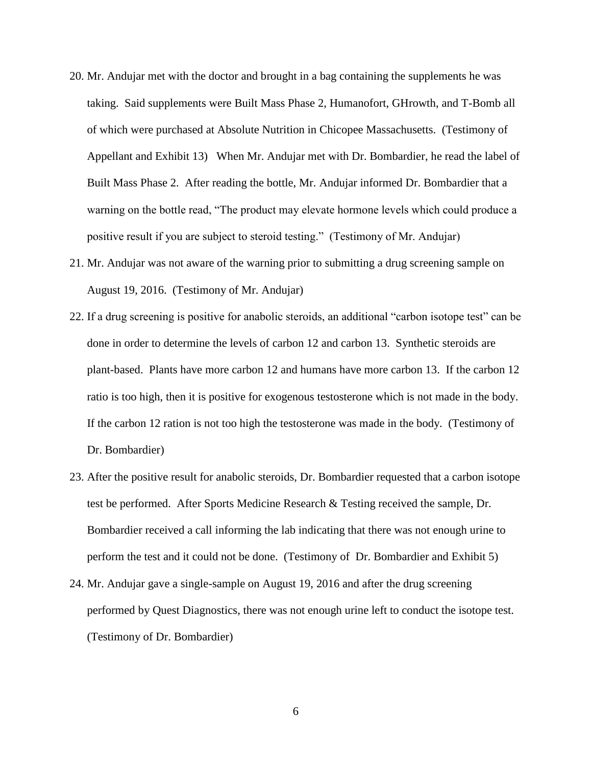20. Mr. Andujar met with the doctor and brought in a bag containing the supplements he was taking. Said supplements were Built Mass Phase 2, Humanofort, GHrowth, and T-Bomb all of which were purchased at Absolute Nutrition in Chicopee Massachusetts. (Testimony of Appellant and Exhibit 13) When Mr. Andujar met with Dr. Bombardier, he read the label of Built Mass Phase 2. After reading the bottle, Mr. Andujar informed Dr. Bombardier that a warning on the bottle read, "The product may elevate hormone levels which could produce a positive result if you are subject to steroid testing." (Testimony of Mr. Andujar)
21. Mr. Andujar was not aware of the warning prior to submitting a drug screening sample on August 19, 2016. (Testimony of Mr. Andujar)
22. If a drug screening is positive for anabolic steroids, an additional "carbon isotope test" can be done in order to determine the levels of carbon 12 and carbon 13. Synthetic steroids are plant-based. Plants have more carbon 12 and humans have more carbon 13. If the carbon 12 ratio is too high, then it is positive for exogenous testosterone which is not made in the body. If the carbon 12 ration is not too high the testosterone was made in the body. (Testimony of Dr. Bombardier)
23. After the positive result for anabolic steroids, Dr. Bombardier requested that a carbon isotope test be performed. After Sports Medicine Research & Testing received the sample, Dr. Bombardier received a call informing the lab indicating that there was not enough urine to perform the test and it could not be done. (Testimony of Dr. Bombardier and Exhibit 5)
24. Mr. Andujar gave a single-sample on August 19, 2016 and after the drug screening performed by Quest Diagnostics, there was not enough urine left to conduct the isotope test. (Testimony of Dr. Bombardier)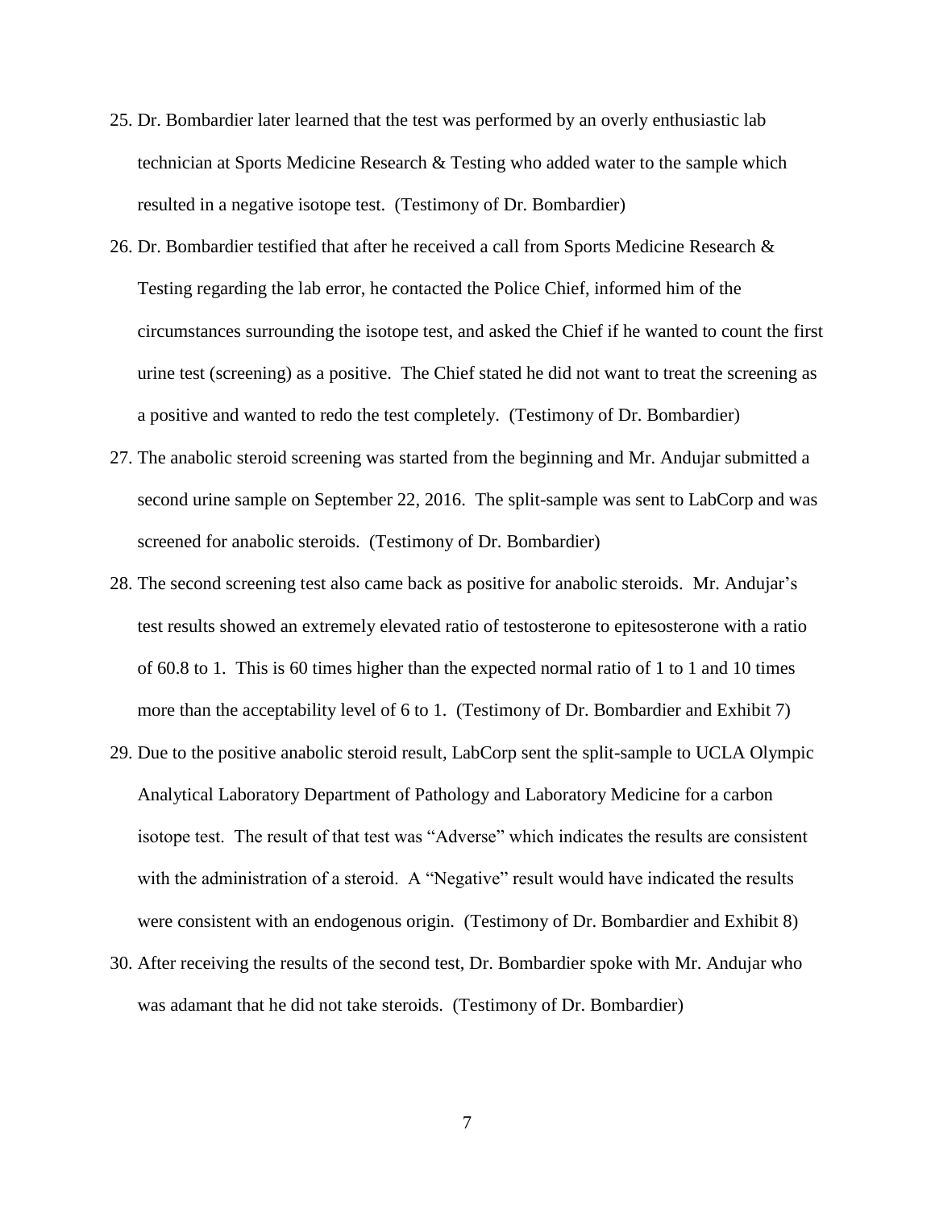25. Dr. Bombardier later learned that the test was performed by an overly enthusiastic lab technician at Sports Medicine Research & Testing who added water to the sample which resulted in a negative isotope test. (Testimony of Dr. Bombardier)

26. Dr. Bombardier testified that after he received a call from Sports Medicine Research & Testing regarding the lab error, he contacted the Police Chief, informed him of the circumstances surrounding the isotope test, and asked the Chief if he wanted to count the first urine test (screening) as a positive. The Chief stated he did not want to treat the screening as a positive and wanted to redo the test completely. (Testimony of Dr. Bombardier)

27. The anabolic steroid screening was started from the beginning and Mr. Andujar submitted a second urine sample on September 22, 2016. The split-sample was sent to LabCorp and was screened for anabolic steroids. (Testimony of Dr. Bombardier)

28. The second screening test also came back as positive for anabolic steroids. Mr. Andujar's test results showed an extremely elevated ratio of testosterone to epitesosterone with a ratio of 60.8 to 1. This is 60 times higher than the expected normal ratio of 1 to 1 and 10 times more than the acceptability level of 6 to 1. (Testimony of Dr. Bombardier and Exhibit 7)

29. Due to the positive anabolic steroid result, LabCorp sent the split-sample to UCLA Olympic Analytical Laboratory Department of Pathology and Laboratory Medicine for a carbon isotope test. The result of that test was "Adverse" which indicates the results are consistent with the administration of a steroid. A "Negative" result would have indicated the results were consistent with an endogenous origin. (Testimony of Dr. Bombardier and Exhibit 8)

30. After receiving the results of the second test, Dr. Bombardier spoke with Mr. Andujar who was adamant that he did not take steroids. (Testimony of Dr. Bombardier)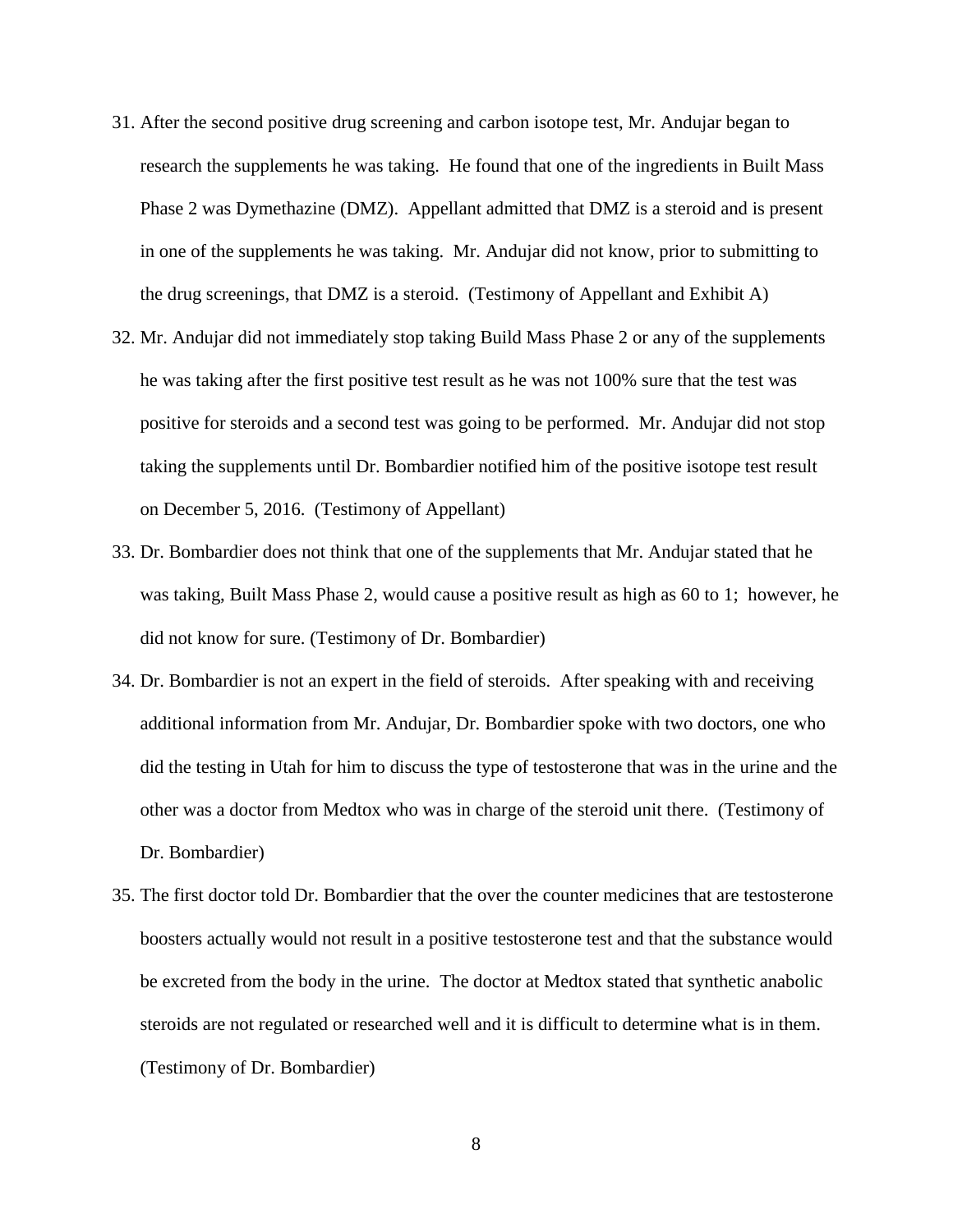31. After the second positive drug screening and carbon isotope test, Mr. Andujar began to research the supplements he was taking. He found that one of the ingredients in Built Mass Phase 2 was Dymethazine (DMZ). Appellant admitted that DMZ is a steroid and is present in one of the supplements he was taking. Mr. Andujar did not know, prior to submitting to the drug screenings, that DMZ is a steroid. (Testimony of Appellant and Exhibit A)
32. Mr. Andujar did not immediately stop taking Build Mass Phase 2 or any of the supplements he was taking after the first positive test result as he was not 100% sure that the test was positive for steroids and a second test was going to be performed. Mr. Andujar did not stop taking the supplements until Dr. Bombardier notified him of the positive isotope test result on December 5, 2016. (Testimony of Appellant)
33. Dr. Bombardier does not think that one of the supplements that Mr. Andujar stated that he was taking, Built Mass Phase 2, would cause a positive result as high as 60 to 1; however, he did not know for sure. (Testimony of Dr. Bombardier)
34. Dr. Bombardier is not an expert in the field of steroids. After speaking with and receiving additional information from Mr. Andujar, Dr. Bombardier spoke with two doctors, one who did the testing in Utah for him to discuss the type of testosterone that was in the urine and the other was a doctor from Medtox who was in charge of the steroid unit there. (Testimony of Dr. Bombardier)
35. The first doctor told Dr. Bombardier that the over the counter medicines that are testosterone boosters actually would not result in a positive testosterone test and that the substance would be excreted from the body in the urine. The doctor at Medtox stated that synthetic anabolic steroids are not regulated or researched well and it is difficult to determine what is in them. (Testimony of Dr. Bombardier)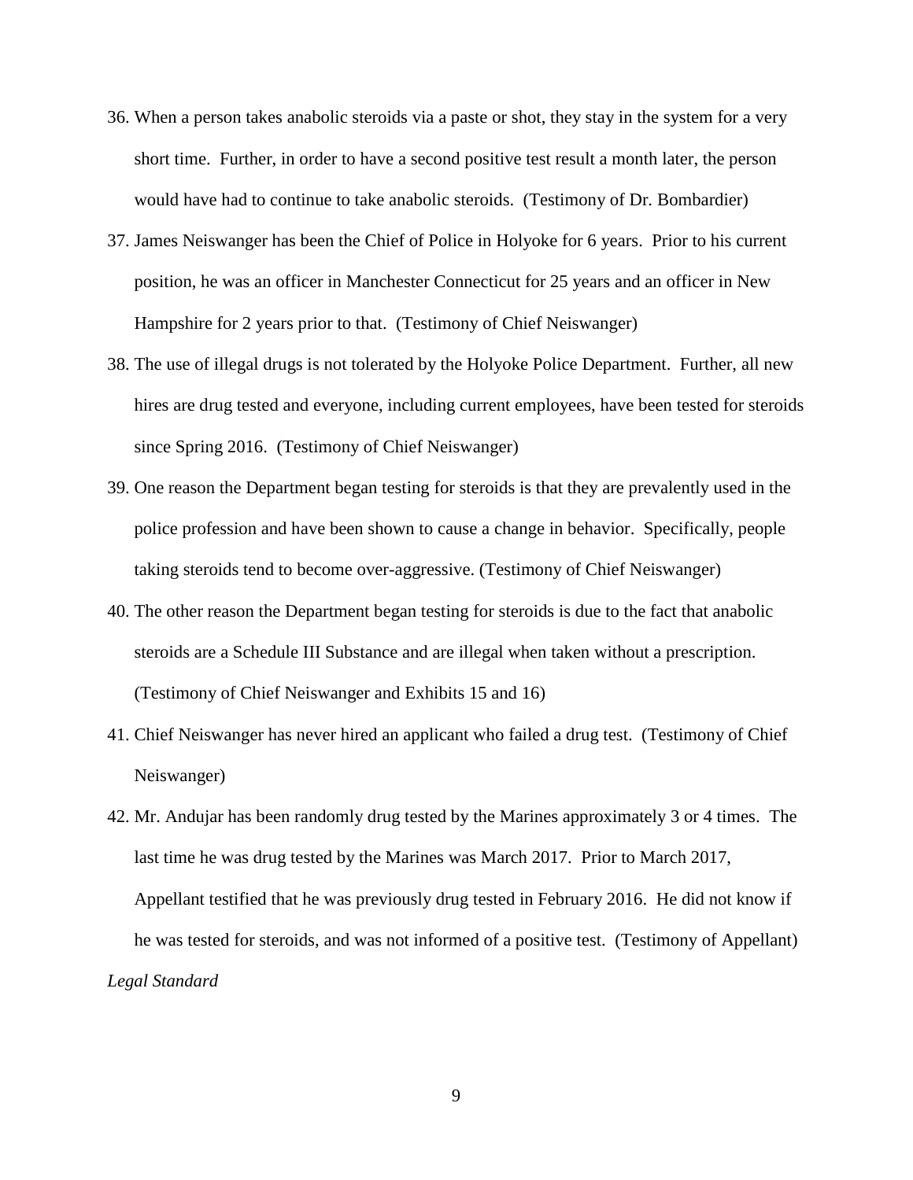36. When a person takes anabolic steroids via a paste or shot, they stay in the system for a very short time. Further, in order to have a second positive test result a month later, the person would have had to continue to take anabolic steroids. (Testimony of Dr. Bombardier)
37. James Neiswanger has been the Chief of Police in Holyoke for 6 years. Prior to his current position, he was an officer in Manchester Connecticut for 25 years and an officer in New Hampshire for 2 years prior to that. (Testimony of Chief Neiswanger)
38. The use of illegal drugs is not tolerated by the Holyoke Police Department. Further, all new hires are drug tested and everyone, including current employees, have been tested for steroids since Spring 2016. (Testimony of Chief Neiswanger)
39. One reason the Department began testing for steroids is that they are prevalently used in the police profession and have been shown to cause a change in behavior. Specifically, people taking steroids tend to become over-aggressive. (Testimony of Chief Neiswanger)
40. The other reason the Department began testing for steroids is due to the fact that anabolic steroids are a Schedule III Substance and are illegal when taken without a prescription. (Testimony of Chief Neiswanger and Exhibits 15 and 16)
41. Chief Neiswanger has never hired an applicant who failed a drug test. (Testimony of Chief Neiswanger)
42. Mr. Andujar has been randomly drug tested by the Marines approximately 3 or 4 times. The last time he was drug tested by the Marines was March 2017. Prior to March 2017, Appellant testified that he was previously drug tested in February 2016. He did not know if he was tested for steroids, and was not informed of a positive test. (Testimony of Appellant)

*Legal Standard*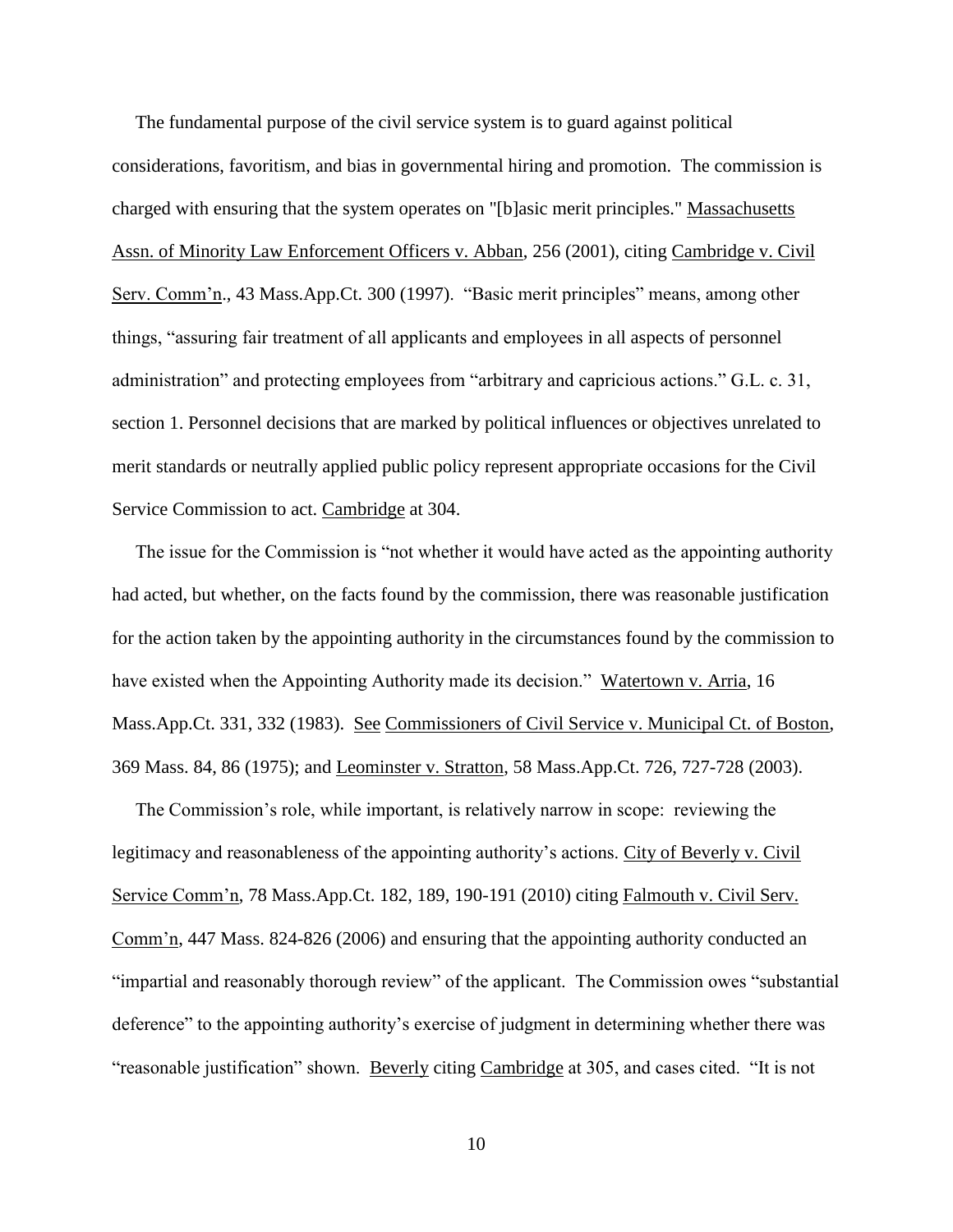The fundamental purpose of the civil service system is to guard against political considerations, favoritism, and bias in governmental hiring and promotion. The commission is charged with ensuring that the system operates on "[b]asic merit principles." Massachusetts Assn. of Minority Law Enforcement Officers v. Abban, 256 (2001), citing Cambridge v. Civil Serv. Comm'n., 43 Mass.App.Ct. 300 (1997). "Basic merit principles" means, among other things, "assuring fair treatment of all applicants and employees in all aspects of personnel administration" and protecting employees from "arbitrary and capricious actions." G.L. c. 31, section 1. Personnel decisions that are marked by political influences or objectives unrelated to merit standards or neutrally applied public policy represent appropriate occasions for the Civil Service Commission to act. Cambridge at 304.

The issue for the Commission is "not whether it would have acted as the appointing authority had acted, but whether, on the facts found by the commission, there was reasonable justification for the action taken by the appointing authority in the circumstances found by the commission to have existed when the Appointing Authority made its decision." Watertown v. Arria, 16 Mass.App.Ct. 331, 332 (1983). See Commissioners of Civil Service v. Municipal Ct. of Boston, 369 Mass. 84, 86 (1975); and Leominster v. Stratton, 58 Mass.App.Ct. 726, 727-728 (2003).

The Commission's role, while important, is relatively narrow in scope: reviewing the legitimacy and reasonableness of the appointing authority's actions. City of Beverly v. Civil Service Comm'n, 78 Mass.App.Ct. 182, 189, 190-191 (2010) citing Falmouth v. Civil Serv. Comm'n, 447 Mass. 824-826 (2006) and ensuring that the appointing authority conducted an "impartial and reasonably thorough review" of the applicant. The Commission owes "substantial deference" to the appointing authority's exercise of judgment in determining whether there was "reasonable justification" shown. Beverly citing Cambridge at 305, and cases cited. "It is not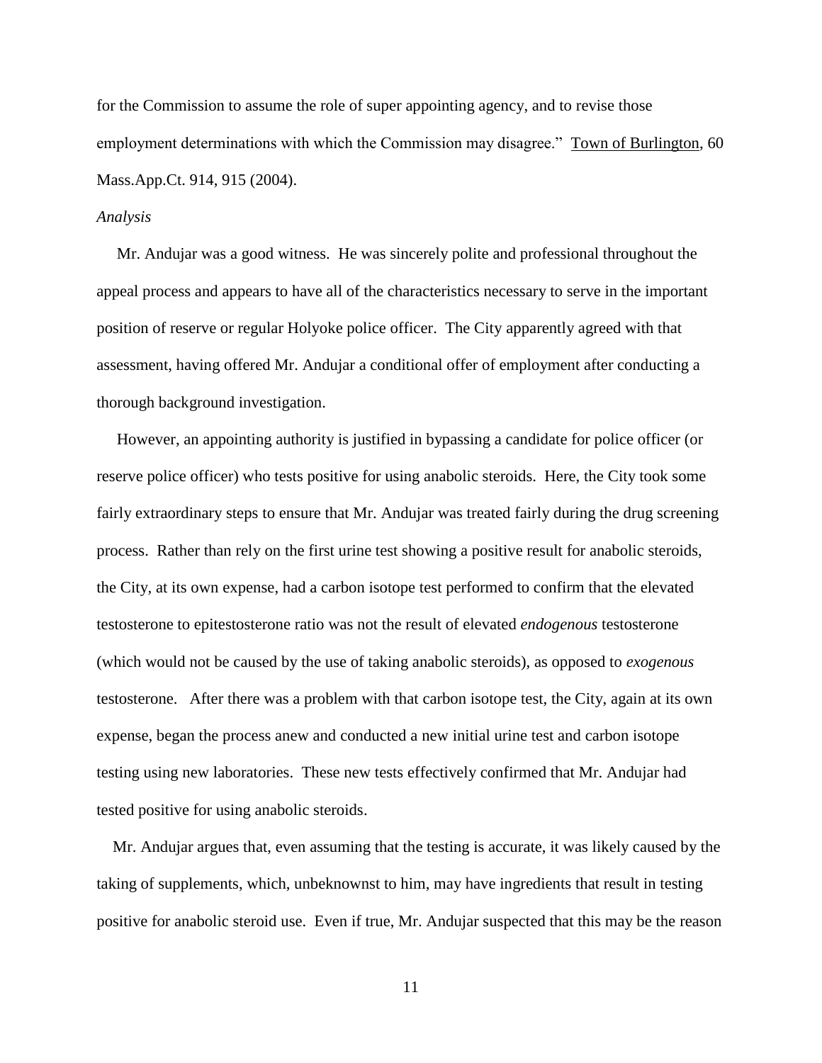for the Commission to assume the role of super appointing agency, and to revise those employment determinations with which the Commission may disagree." Town of Burlington, 60 Mass.App.Ct. 914, 915 (2004).

*Analysis*

Mr. Andujar was a good witness. He was sincerely polite and professional throughout the appeal process and appears to have all of the characteristics necessary to serve in the important position of reserve or regular Holyoke police officer. The City apparently agreed with that assessment, having offered Mr. Andujar a conditional offer of employment after conducting a thorough background investigation.

However, an appointing authority is justified in bypassing a candidate for police officer (or reserve police officer) who tests positive for using anabolic steroids. Here, the City took some fairly extraordinary steps to ensure that Mr. Andujar was treated fairly during the drug screening process. Rather than rely on the first urine test showing a positive result for anabolic steroids, the City, at its own expense, had a carbon isotope test performed to confirm that the elevated testosterone to epitestosterone ratio was not the result of elevated *endogenous* testosterone (which would not be caused by the use of taking anabolic steroids), as opposed to *exogenous* testosterone. After there was a problem with that carbon isotope test, the City, again at its own expense, began the process anew and conducted a new initial urine test and carbon isotope testing using new laboratories. These new tests effectively confirmed that Mr. Andujar had tested positive for using anabolic steroids.

Mr. Andujar argues that, even assuming that the testing is accurate, it was likely caused by the taking of supplements, which, unbeknownst to him, may have ingredients that result in testing positive for anabolic steroid use. Even if true, Mr. Andujar suspected that this may be the reason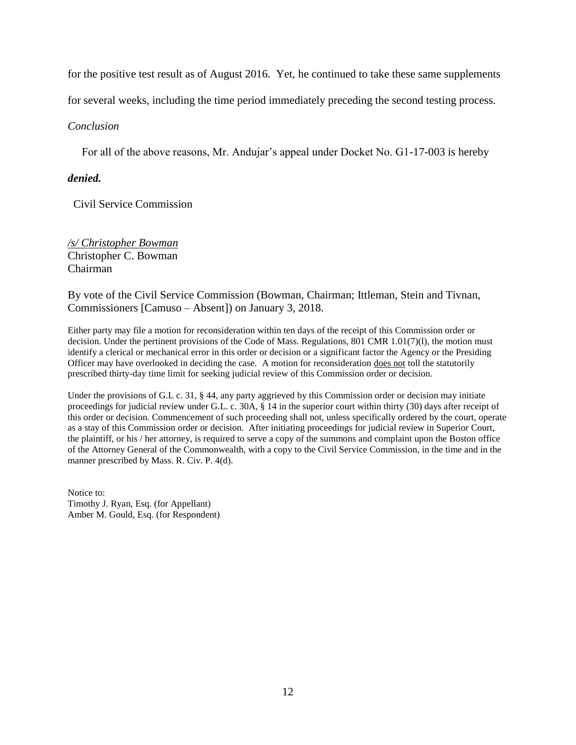for the positive test result as of August 2016. Yet, he continued to take these same supplements for several weeks, including the time period immediately preceding the second testing process.

*Conclusion*

For all of the above reasons, Mr. Andujar's appeal under Docket No. G1-17-003 is hereby ***denied.***

Civil Service Commission

*/s/ Christopher Bowman*
Christopher C. Bowman
Chairman

By vote of the Civil Service Commission (Bowman, Chairman; Ittleman, Stein and Tivnan, Commissioners [Camuso – Absent]) on January 3, 2018.

Either party may file a motion for reconsideration within ten days of the receipt of this Commission order or decision. Under the pertinent provisions of the Code of Mass. Regulations, 801 CMR 1.01(7)(l), the motion must identify a clerical or mechanical error in this order or decision or a significant factor the Agency or the Presiding Officer may have overlooked in deciding the case. A motion for reconsideration does not toll the statutorily prescribed thirty-day time limit for seeking judicial review of this Commission order or decision.

Under the provisions of G.L c. 31, § 44, any party aggrieved by this Commission order or decision may initiate proceedings for judicial review under G.L. c. 30A, § 14 in the superior court within thirty (30) days after receipt of this order or decision. Commencement of such proceeding shall not, unless specifically ordered by the court, operate as a stay of this Commission order or decision. After initiating proceedings for judicial review in Superior Court, the plaintiff, or his / her attorney, is required to serve a copy of the summons and complaint upon the Boston office of the Attorney General of the Commonwealth, with a copy to the Civil Service Commission, in the time and in the manner prescribed by Mass. R. Civ. P. 4(d).

Notice to:
Timothy J. Ryan, Esq. (for Appellant)
Amber M. Gould, Esq. (for Respondent)